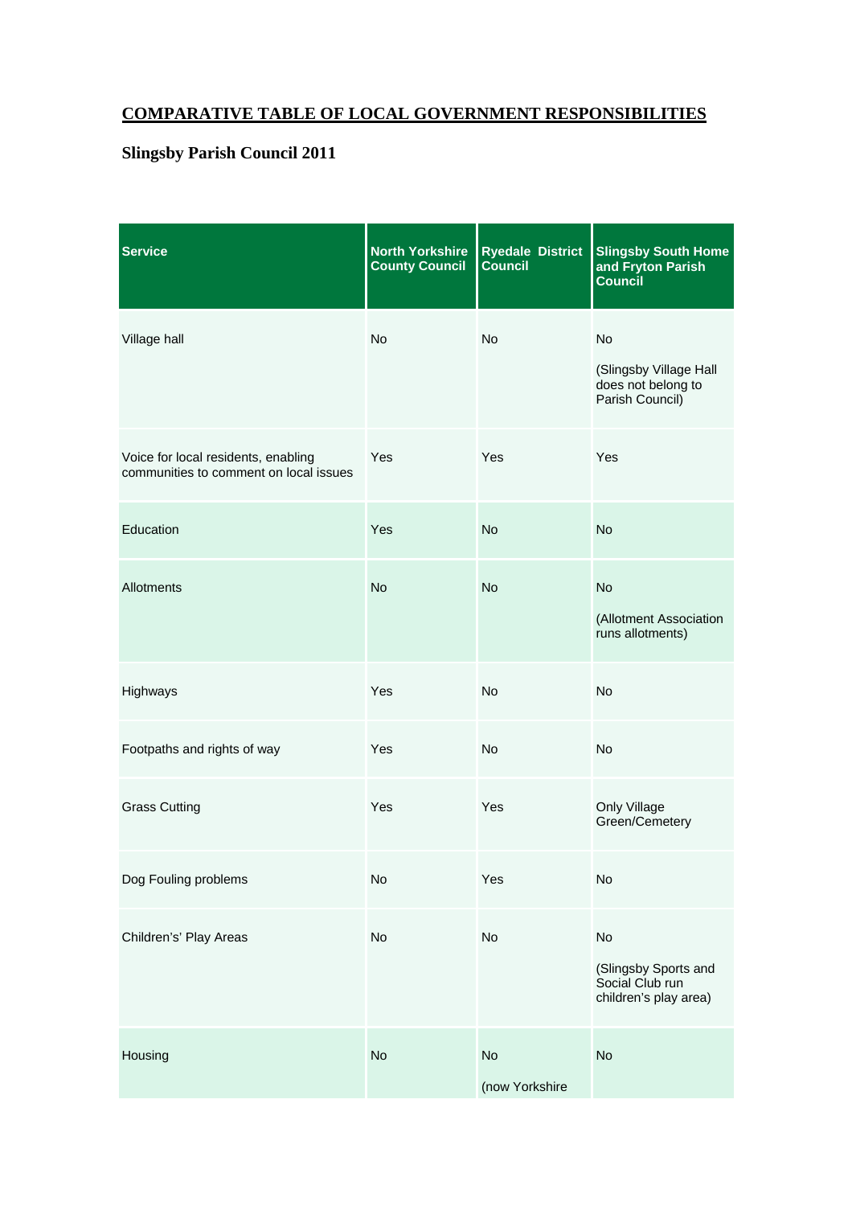## COMPARATIVE TABLE OF LOCAL GOVERNMENT RESPONSIBILITIES

### Slingsby Parish Council 2011

| Service | North Yorkshire County Council | Ryedale District Council | Slingsby South Home and Fryton Parish Council |
|---|---|---|---|
| Village hall | No | No | No (Slingsby Village Hall does not belong to Parish Council) |
| Voice for local residents, enabling communities to comment on local issues | Yes | Yes | Yes |
| Education | Yes | No | No |
| Allotments | No | No | No (Allotment Association runs allotments) |
| Highways | Yes | No | No |
| Footpaths and rights of way | Yes | No | No |
| Grass Cutting | Yes | Yes | Only Village Green/Cemetery |
| Dog Fouling problems | No | Yes | No |
| Children's' Play Areas | No | No | No (Slingsby Sports and Social Club run children's play area) |
| Housing | No | No (now Yorkshire | No |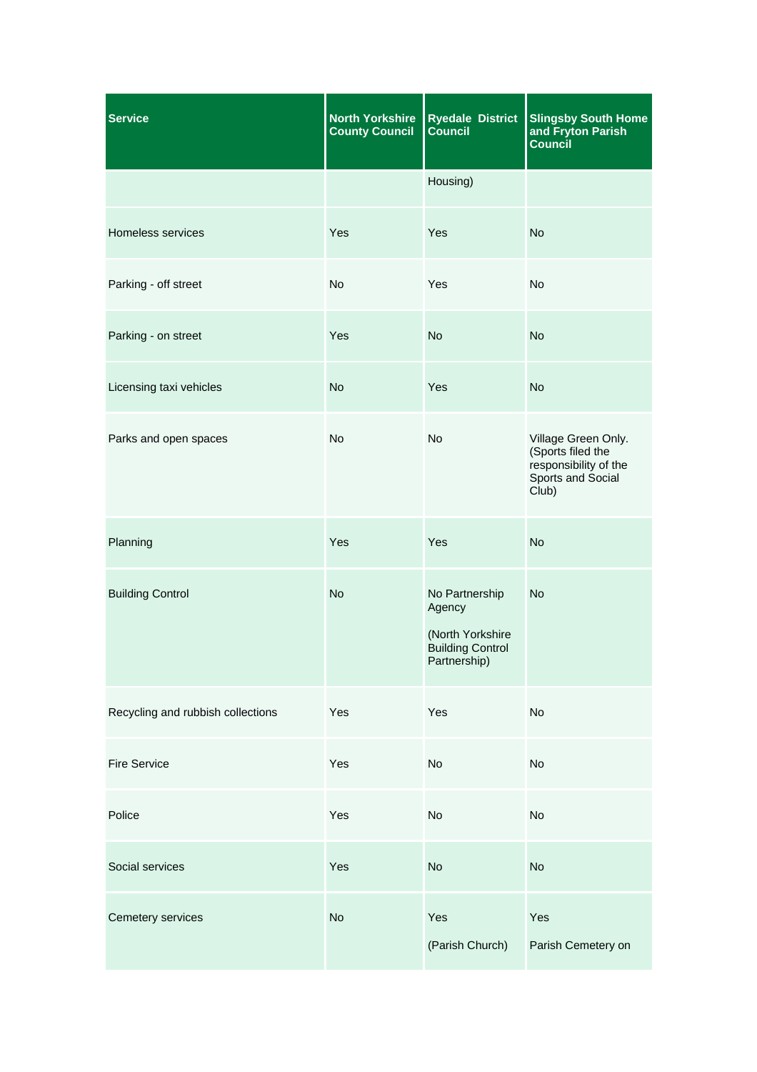| Service | North Yorkshire County Council | Ryedale District Council | Slingsby South Home and Fryton Parish Council |
|---|---|---|---|
| | | Housing) | |
| Homeless services | Yes | Yes | No |
| Parking - off street | No | Yes | No |
| Parking - on street | Yes | No | No |
| Licensing taxi vehicles | No | Yes | No |
| Parks and open spaces | No | No | Village Green Only. (Sports filed the responsibility of the Sports and Social Club) |
| Planning | Yes | Yes | No |
| Building Control | No | No Partnership Agency (North Yorkshire Building Control Partnership) | No |
| Recycling and rubbish collections | Yes | Yes | No |
| Fire Service | Yes | No | No |
| Police | Yes | No | No |
| Social services | Yes | No | No |
| Cemetery services | No | Yes (Parish Church) | Yes Parish Cemetery on |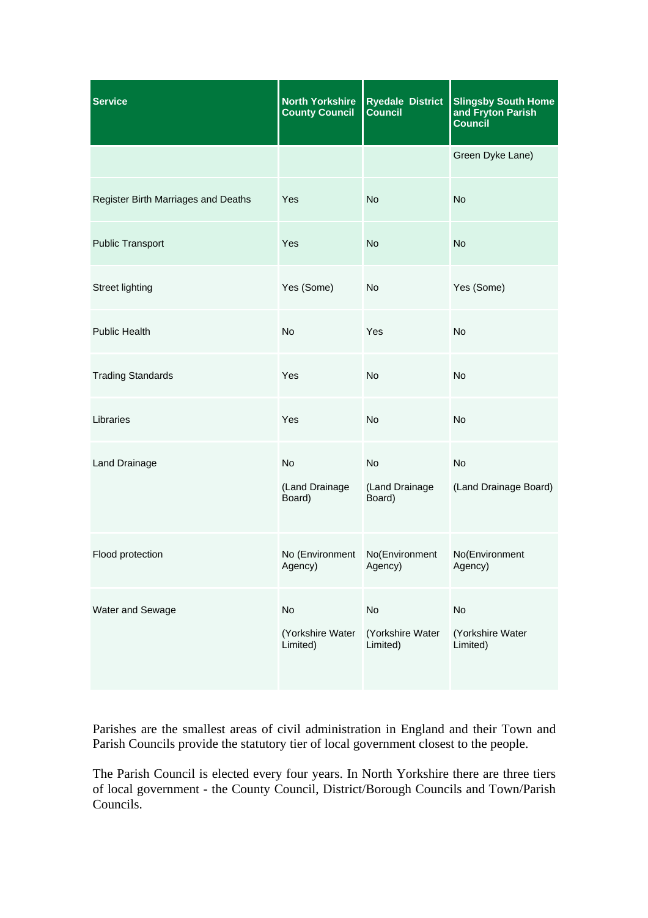| Service | North Yorkshire County Council | Ryedale District Council | Slingsby South Home and Fryton Parish Council |
|---|---|---|---|
| | | | Green Dyke Lane) |
| Register Birth Marriages and Deaths | Yes | No | No |
| Public Transport | Yes | No | No |
| Street lighting | Yes (Some) | No | Yes (Some) |
| Public Health | No | Yes | No |
| Trading Standards | Yes | No | No |
| Libraries | Yes | No | No |
| Land Drainage | No (Land Drainage Board) | No (Land Drainage Board) | No (Land Drainage Board) |
| Flood protection | No (Environment Agency) | No(Environment Agency) | No(Environment Agency) |
| Water and Sewage | No (Yorkshire Water Limited) | No (Yorkshire Water Limited) | No (Yorkshire Water Limited) |

Parishes are the smallest areas of civil administration in England and their Town and Parish Councils provide the statutory tier of local government closest to the people.

The Parish Council is elected every four years. In North Yorkshire there are three tiers of local government - the County Council, District/Borough Councils and Town/Parish Councils.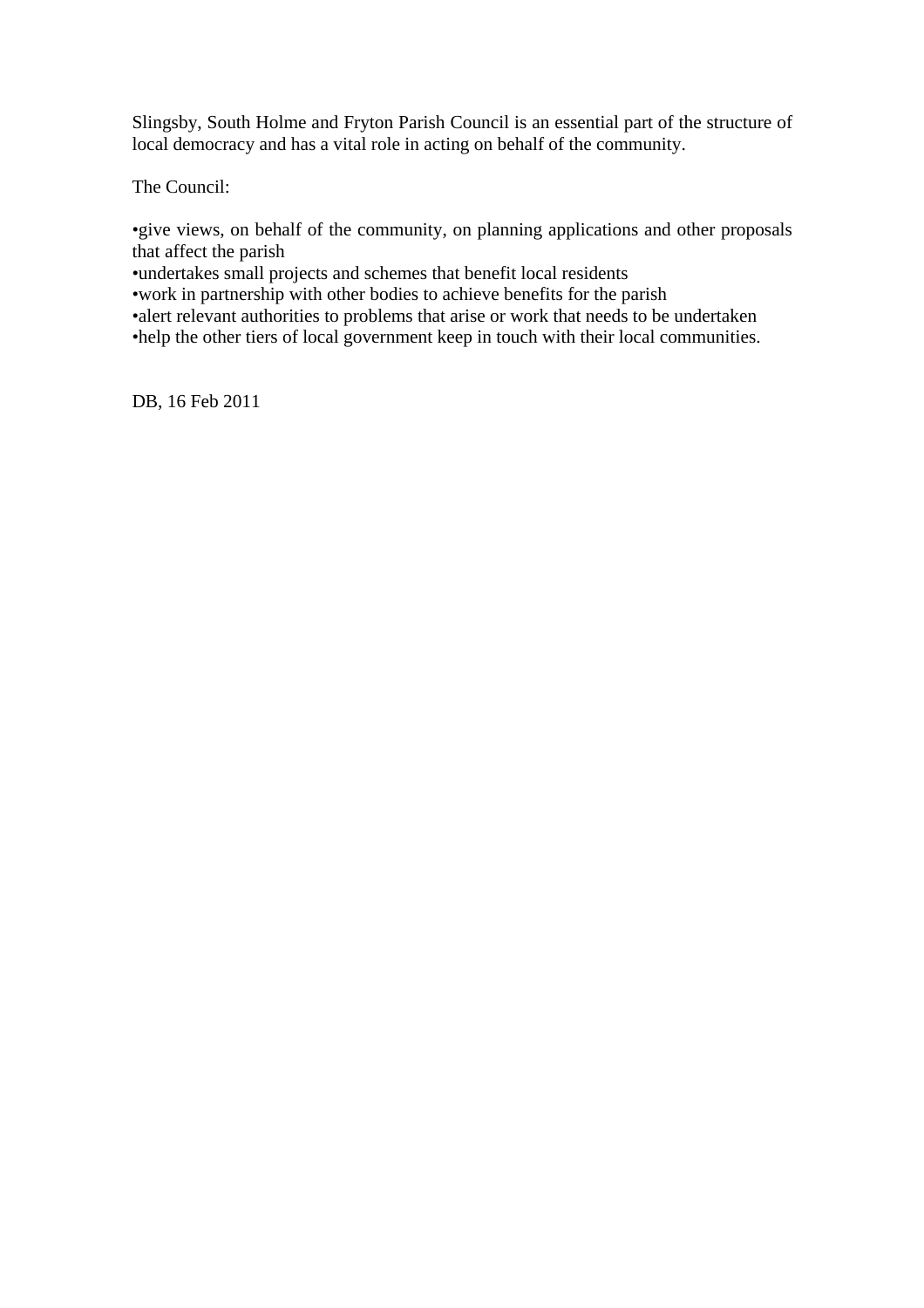Slingsby, South Holme and Fryton Parish Council is an essential part of the structure of local democracy and has a vital role in acting on behalf of the community.

The Council:

- give views, on behalf of the community, on planning applications and other proposals that affect the parish
- undertakes small projects and schemes that benefit local residents
- work in partnership with other bodies to achieve benefits for the parish
- alert relevant authorities to problems that arise or work that needs to be undertaken
- help the other tiers of local government keep in touch with their local communities.

DB, 16 Feb 2011